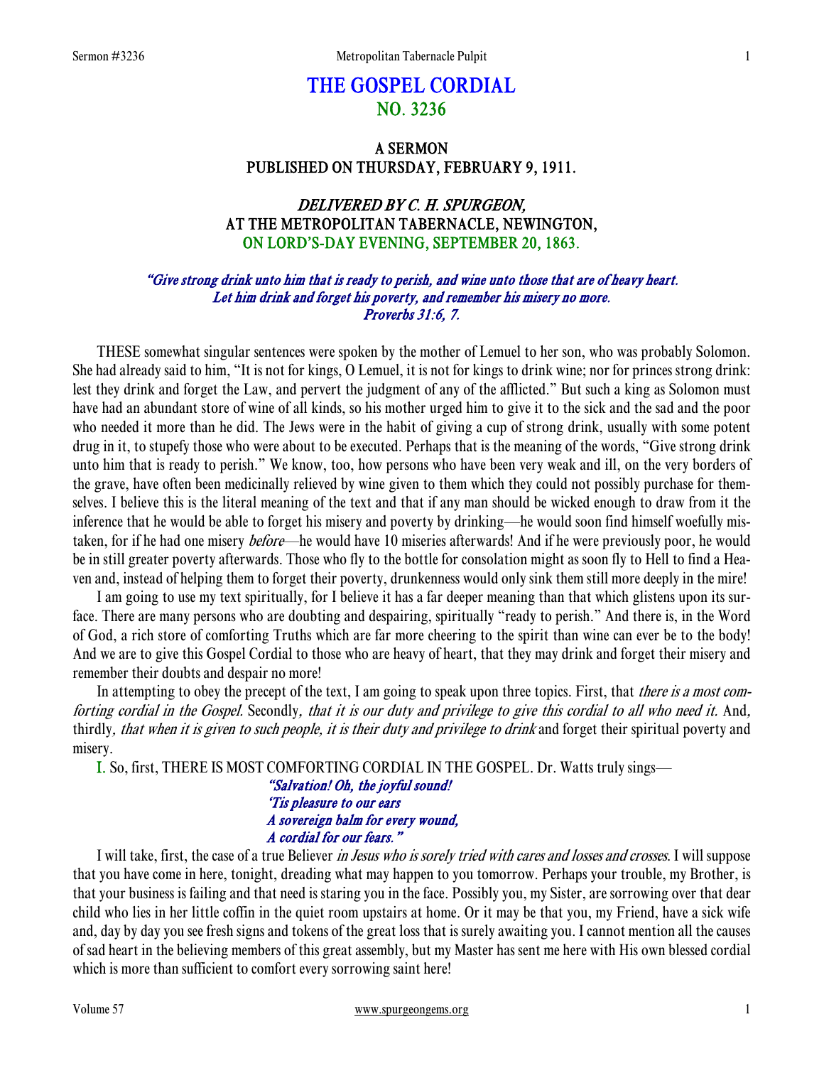# THE GOSPEL CORDIAL
## NO. 3236

### A SERMON
### PUBLISHED ON THURSDAY, FEBRUARY 9, 1911.

### *DELIVERED BY C. H. SPURGEON,*
### AT THE METROPOLITAN TABERNACLE, NEWINGTON,
### ON LORD'S-DAY EVENING, SEPTEMBER 20, 1863.

*"Give strong drink unto him that is ready to perish, and wine unto those that are of heavy heart. Let him drink and forget his poverty, and remember his misery no more. Proverbs 31:6, 7.*

THESE somewhat singular sentences were spoken by the mother of Lemuel to her son, who was probably Solomon. She had already said to him, "It is not for kings, O Lemuel, it is not for kings to drink wine; nor for princes strong drink: lest they drink and forget the Law, and pervert the judgment of any of the afflicted." But such a king as Solomon must have had an abundant store of wine of all kinds, so his mother urged him to give it to the sick and the sad and the poor who needed it more than he did. The Jews were in the habit of giving a cup of strong drink, usually with some potent drug in it, to stupefy those who were about to be executed. Perhaps that is the meaning of the words, "Give strong drink unto him that is ready to perish." We know, too, how persons who have been very weak and ill, on the very borders of the grave, have often been medicinally relieved by wine given to them which they could not possibly purchase for themselves. I believe this is the literal meaning of the text and that if any man should be wicked enough to draw from it the inference that he would be able to forget his misery and poverty by drinking—he would soon find himself woefully mistaken, for if he had one misery *before*—he would have 10 miseries afterwards! And if he were previously poor, he would be in still greater poverty afterwards. Those who fly to the bottle for consolation might as soon fly to Hell to find a Heaven and, instead of helping them to forget their poverty, drunkenness would only sink them still more deeply in the mire!

I am going to use my text spiritually, for I believe it has a far deeper meaning than that which glistens upon its surface. There are many persons who are doubting and despairing, spiritually "ready to perish." And there is, in the Word of God, a rich store of comforting Truths which are far more cheering to the spirit than wine can ever be to the body! And we are to give this Gospel Cordial to those who are heavy of heart, that they may drink and forget their misery and remember their doubts and despair no more!

In attempting to obey the precept of the text, I am going to speak upon three topics. First, that *there is a most comforting cordial in the Gospel.* Secondly*, that it is our duty and privilege to give this cordial to all who need it.* And, thirdly*, that when it is given to such people, it is their duty and privilege to drink* and forget their spiritual poverty and misery.

I. So, first, THERE IS MOST COMFORTING CORDIAL IN THE GOSPEL. Dr. Watts truly sings—

> *"Salvation! Oh, the joyful sound!*
> *'Tis pleasure to our ears*
> *A sovereign balm for every wound,*
> *A cordial for our fears."*

I will take, first, the case of a true Believer *in Jesus who is sorely tried with cares and losses and crosses.* I will suppose that you have come in here, tonight, dreading what may happen to you tomorrow. Perhaps your trouble, my Brother, is that your business is failing and that need is staring you in the face. Possibly you, my Sister, are sorrowing over that dear child who lies in her little coffin in the quiet room upstairs at home. Or it may be that you, my Friend, have a sick wife and, day by day you see fresh signs and tokens of the great loss that is surely awaiting you. I cannot mention all the causes of sad heart in the believing members of this great assembly, but my Master has sent me here with His own blessed cordial which is more than sufficient to comfort every sorrowing saint here!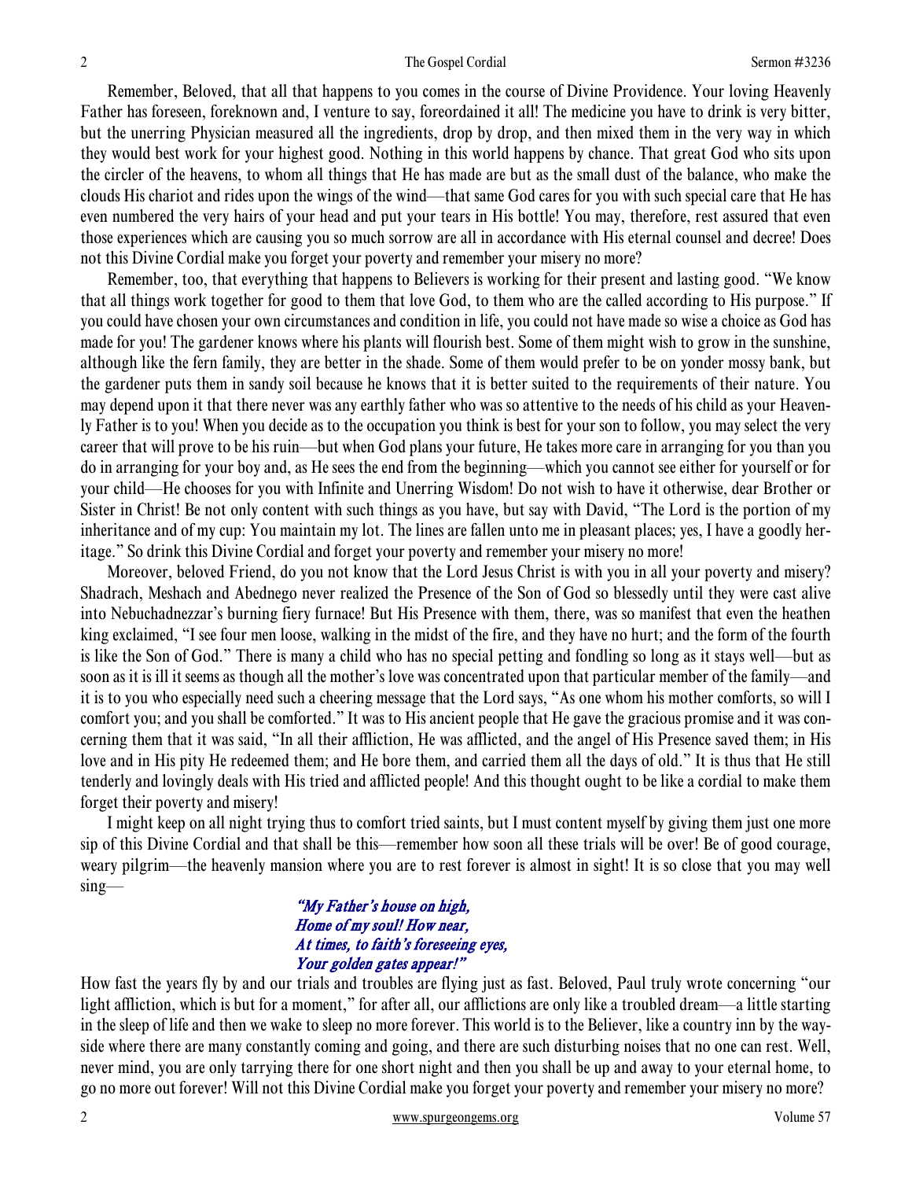Remember, Beloved, that all that happens to you comes in the course of Divine Providence. Your loving Heavenly Father has foreseen, foreknown and, I venture to say, foreordained it all! The medicine you have to drink is very bitter, but the unerring Physician measured all the ingredients, drop by drop, and then mixed them in the very way in which they would best work for your highest good. Nothing in this world happens by chance. That great God who sits upon the circler of the heavens, to whom all things that He has made are but as the small dust of the balance, who make the clouds His chariot and rides upon the wings of the wind—that same God cares for you with such special care that He has even numbered the very hairs of your head and put your tears in His bottle! You may, therefore, rest assured that even those experiences which are causing you so much sorrow are all in accordance with His eternal counsel and decree! Does not this Divine Cordial make you forget your poverty and remember your misery no more?

Remember, too, that everything that happens to Believers is working for their present and lasting good. "We know that all things work together for good to them that love God, to them who are the called according to His purpose." If you could have chosen your own circumstances and condition in life, you could not have made so wise a choice as God has made for you! The gardener knows where his plants will flourish best. Some of them might wish to grow in the sunshine, although like the fern family, they are better in the shade. Some of them would prefer to be on yonder mossy bank, but the gardener puts them in sandy soil because he knows that it is better suited to the requirements of their nature. You may depend upon it that there never was any earthly father who was so attentive to the needs of his child as your Heavenly Father is to you! When you decide as to the occupation you think is best for your son to follow, you may select the very career that will prove to be his ruin—but when God plans your future, He takes more care in arranging for you than you do in arranging for your boy and, as He sees the end from the beginning—which you cannot see either for yourself or for your child—He chooses for you with Infinite and Unerring Wisdom! Do not wish to have it otherwise, dear Brother or Sister in Christ! Be not only content with such things as you have, but say with David, "The Lord is the portion of my inheritance and of my cup: You maintain my lot. The lines are fallen unto me in pleasant places; yes, I have a goodly heritage." So drink this Divine Cordial and forget your poverty and remember your misery no more!

Moreover, beloved Friend, do you not know that the Lord Jesus Christ is with you in all your poverty and misery? Shadrach, Meshach and Abednego never realized the Presence of the Son of God so blessedly until they were cast alive into Nebuchadnezzar's burning fiery furnace! But His Presence with them, there, was so manifest that even the heathen king exclaimed, "I see four men loose, walking in the midst of the fire, and they have no hurt; and the form of the fourth is like the Son of God." There is many a child who has no special petting and fondling so long as it stays well—but as soon as it is ill it seems as though all the mother's love was concentrated upon that particular member of the family—and it is to you who especially need such a cheering message that the Lord says, "As one whom his mother comforts, so will I comfort you; and you shall be comforted." It was to His ancient people that He gave the gracious promise and it was concerning them that it was said, "In all their affliction, He was afflicted, and the angel of His Presence saved them; in His love and in His pity He redeemed them; and He bore them, and carried them all the days of old." It is thus that He still tenderly and lovingly deals with His tried and afflicted people! And this thought ought to be like a cordial to make them forget their poverty and misery!

I might keep on all night trying thus to comfort tried saints, but I must content myself by giving them just one more sip of this Divine Cordial and that shall be this—remember how soon all these trials will be over! Be of good courage, weary pilgrim—the heavenly mansion where you are to rest forever is almost in sight! It is so close that you may well sing—

*"My Father's house on high,*
*Home of my soul! How near,*
*At times, to faith's foreseeing eyes,*
*Your golden gates appear!"*

How fast the years fly by and our trials and troubles are flying just as fast. Beloved, Paul truly wrote concerning "our light affliction, which is but for a moment," for after all, our afflictions are only like a troubled dream—a little starting in the sleep of life and then we wake to sleep no more forever. This world is to the Believer, like a country inn by the wayside where there are many constantly coming and going, and there are such disturbing noises that no one can rest. Well, never mind, you are only tarrying there for one short night and then you shall be up and away to your eternal home, to go no more out forever! Will not this Divine Cordial make you forget your poverty and remember your misery no more?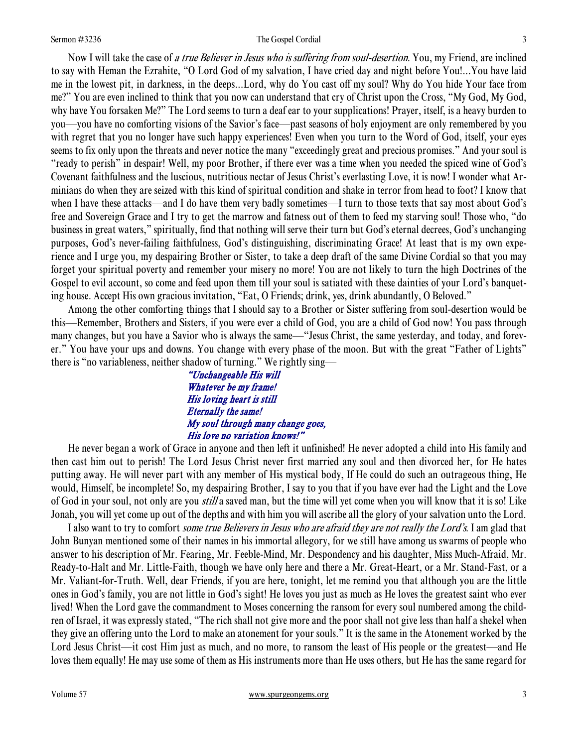Now I will take the case of *a true Believer in Jesus who is suffering from soul-desertion*. You, my Friend, are inclined to say with Heman the Ezrahite, "O Lord God of my salvation, I have cried day and night before You!...You have laid me in the lowest pit, in darkness, in the deeps...Lord, why do You cast off my soul? Why do You hide Your face from me?" You are even inclined to think that you now can understand that cry of Christ upon the Cross, "My God, My God, why have You forsaken Me?" The Lord seems to turn a deaf ear to your supplications! Prayer, itself, is a heavy burden to you—you have no comforting visions of the Savior's face—past seasons of holy enjoyment are only remembered by you with regret that you no longer have such happy experiences! Even when you turn to the Word of God, itself, your eyes seems to fix only upon the threats and never notice the many "exceedingly great and precious promises." And your soul is "ready to perish" in despair! Well, my poor Brother, if there ever was a time when you needed the spiced wine of God's Covenant faithfulness and the luscious, nutritious nectar of Jesus Christ's everlasting Love, it is now! I wonder what Arminians do when they are seized with this kind of spiritual condition and shake in terror from head to foot? I know that when I have these attacks—and I do have them very badly sometimes—I turn to those texts that say most about God's free and Sovereign Grace and I try to get the marrow and fatness out of them to feed my starving soul! Those who, "do business in great waters," spiritually, find that nothing will serve their turn but God's eternal decrees, God's unchanging purposes, God's never-failing faithfulness, God's distinguishing, discriminating Grace! At least that is my own experience and I urge you, my despairing Brother or Sister, to take a deep draft of the same Divine Cordial so that you may forget your spiritual poverty and remember your misery no more! You are not likely to turn the high Doctrines of the Gospel to evil account, so come and feed upon them till your soul is satiated with these dainties of your Lord's banqueting house. Accept His own gracious invitation, "Eat, O Friends; drink, yes, drink abundantly, O Beloved."

Among the other comforting things that I should say to a Brother or Sister suffering from soul-desertion would be this—Remember, Brothers and Sisters, if you were ever a child of God, you are a child of God now! You pass through many changes, but you have a Savior who is always the same—"Jesus Christ, the same yesterday, and today, and forever." You have your ups and downs. You change with every phase of the moon. But with the great "Father of Lights" there is "no variableness, neither shadow of turning." We rightly sing—

*"Unchangeable His will*
*Whatever be my frame!*
*His loving heart is still*
*Eternally the same!*
*My soul through many change goes,*
*His love no variation knows!"*

He never began a work of Grace in anyone and then left it unfinished! He never adopted a child into His family and then cast him out to perish! The Lord Jesus Christ never first married any soul and then divorced her, for He hates putting away. He will never part with any member of His mystical body, If He could do such an outrageous thing, He would, Himself, be incomplete! So, my despairing Brother, I say to you that if you have ever had the Light and the Love of God in your soul, not only are you *still* a saved man, but the time will yet come when you will know that it is so! Like Jonah, you will yet come up out of the depths and with him you will ascribe all the glory of your salvation unto the Lord.

I also want to try to comfort *some true Believers in Jesus who are afraid they are not really the Lord's*. I am glad that John Bunyan mentioned some of their names in his immortal allegory, for we still have among us swarms of people who answer to his description of Mr. Fearing, Mr. Feeble-Mind, Mr. Despondency and his daughter, Miss Much-Afraid, Mr. Ready-to-Halt and Mr. Little-Faith, though we have only here and there a Mr. Great-Heart, or a Mr. Stand-Fast, or a Mr. Valiant-for-Truth. Well, dear Friends, if you are here, tonight, let me remind you that although you are the little ones in God's family, you are not little in God's sight! He loves you just as much as He loves the greatest saint who ever lived! When the Lord gave the commandment to Moses concerning the ransom for every soul numbered among the children of Israel, it was expressly stated, "The rich shall not give more and the poor shall not give less than half a shekel when they give an offering unto the Lord to make an atonement for your souls." It is the same in the Atonement worked by the Lord Jesus Christ—it cost Him just as much, and no more, to ransom the least of His people or the greatest—and He loves them equally! He may use some of them as His instruments more than He uses others, but He has the same regard for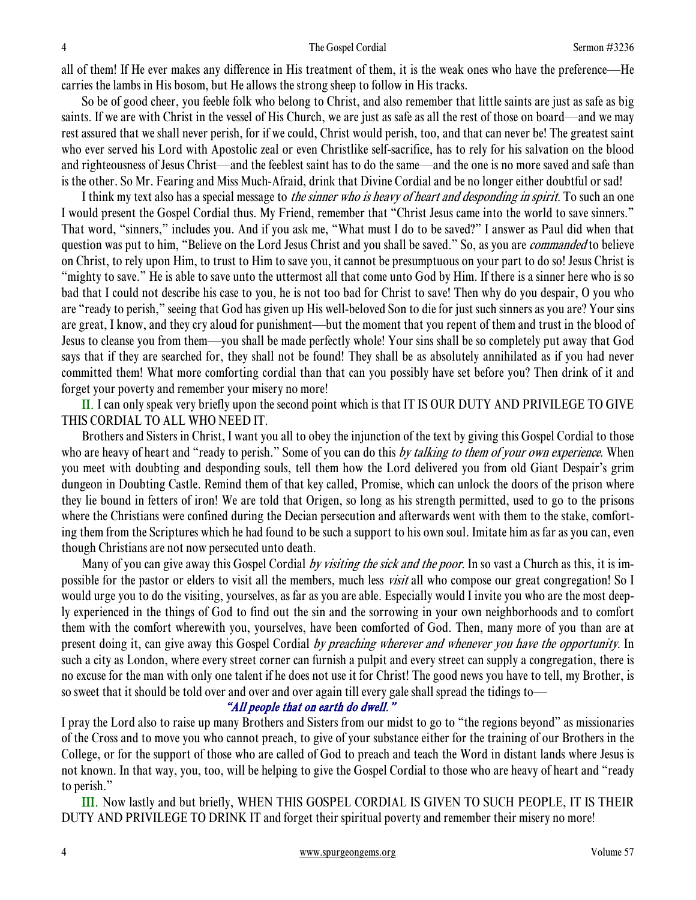all of them! If He ever makes any difference in His treatment of them, it is the weak ones who have the preference—He carries the lambs in His bosom, but He allows the strong sheep to follow in His tracks.

So be of good cheer, you feeble folk who belong to Christ, and also remember that little saints are just as safe as big saints. If we are with Christ in the vessel of His Church, we are just as safe as all the rest of those on board—and we may rest assured that we shall never perish, for if we could, Christ would perish, too, and that can never be! The greatest saint who ever served his Lord with Apostolic zeal or even Christlike self-sacrifice, has to rely for his salvation on the blood and righteousness of Jesus Christ—and the feeblest saint has to do the same—and the one is no more saved and safe than is the other. So Mr. Fearing and Miss Much-Afraid, drink that Divine Cordial and be no longer either doubtful or sad!

I think my text also has a special message to *the sinner who is heavy of heart and desponding in spirit.* To such an one I would present the Gospel Cordial thus. My Friend, remember that "Christ Jesus came into the world to save sinners." That word, "sinners," includes you. And if you ask me, "What must I do to be saved?" I answer as Paul did when that question was put to him, "Believe on the Lord Jesus Christ and you shall be saved." So, as you are *commanded* to believe on Christ, to rely upon Him, to trust to Him to save you, it cannot be presumptuous on your part to do so! Jesus Christ is "mighty to save." He is able to save unto the uttermost all that come unto God by Him. If there is a sinner here who is so bad that I could not describe his case to you, he is not too bad for Christ to save! Then why do you despair, O you who are "ready to perish," seeing that God has given up His well-beloved Son to die for just such sinners as you are? Your sins are great, I know, and they cry aloud for punishment—but the moment that you repent of them and trust in the blood of Jesus to cleanse you from them—you shall be made perfectly whole! Your sins shall be so completely put away that God says that if they are searched for, they shall not be found! They shall be as absolutely annihilated as if you had never committed them! What more comforting cordial than that can you possibly have set before you? Then drink of it and forget your poverty and remember your misery no more!

**II.** I can only speak very briefly upon the second point which is that IT IS OUR DUTY AND PRIVILEGE TO GIVE THIS CORDIAL TO ALL WHO NEED IT.

Brothers and Sisters in Christ, I want you all to obey the injunction of the text by giving this Gospel Cordial to those who are heavy of heart and "ready to perish." Some of you can do this *by talking to them of your own experience.* When you meet with doubting and desponding souls, tell them how the Lord delivered you from old Giant Despair's grim dungeon in Doubting Castle. Remind them of that key called, Promise, which can unlock the doors of the prison where they lie bound in fetters of iron! We are told that Origen, so long as his strength permitted, used to go to the prisons where the Christians were confined during the Decian persecution and afterwards went with them to the stake, comforting them from the Scriptures which he had found to be such a support to his own soul. Imitate him as far as you can, even though Christians are not now persecuted unto death.

Many of you can give away this Gospel Cordial *by visiting the sick and the poor.* In so vast a Church as this, it is impossible for the pastor or elders to visit all the members, much less *visit* all who compose our great congregation! So I would urge you to do the visiting, yourselves, as far as you are able. Especially would I invite you who are the most deeply experienced in the things of God to find out the sin and the sorrowing in your own neighborhoods and to comfort them with the comfort wherewith you, yourselves, have been comforted of God. Then, many more of you than are at present doing it, can give away this Gospel Cordial *by preaching wherever and whenever you have the opportunity.* In such a city as London, where every street corner can furnish a pulpit and every street can supply a congregation, there is no excuse for the man with only one talent if he does not use it for Christ! The good news you have to tell, my Brother, is so sweet that it should be told over and over and over again till every gale shall spread the tidings to—

*"All people that on earth do dwell."*

I pray the Lord also to raise up many Brothers and Sisters from our midst to go to "the regions beyond" as missionaries of the Cross and to move you who cannot preach, to give of your substance either for the training of our Brothers in the College, or for the support of those who are called of God to preach and teach the Word in distant lands where Jesus is not known. In that way, you, too, will be helping to give the Gospel Cordial to those who are heavy of heart and "ready to perish."

**III.** Now lastly and but briefly, WHEN THIS GOSPEL CORDIAL IS GIVEN TO SUCH PEOPLE, IT IS THEIR DUTY AND PRIVILEGE TO DRINK IT and forget their spiritual poverty and remember their misery no more!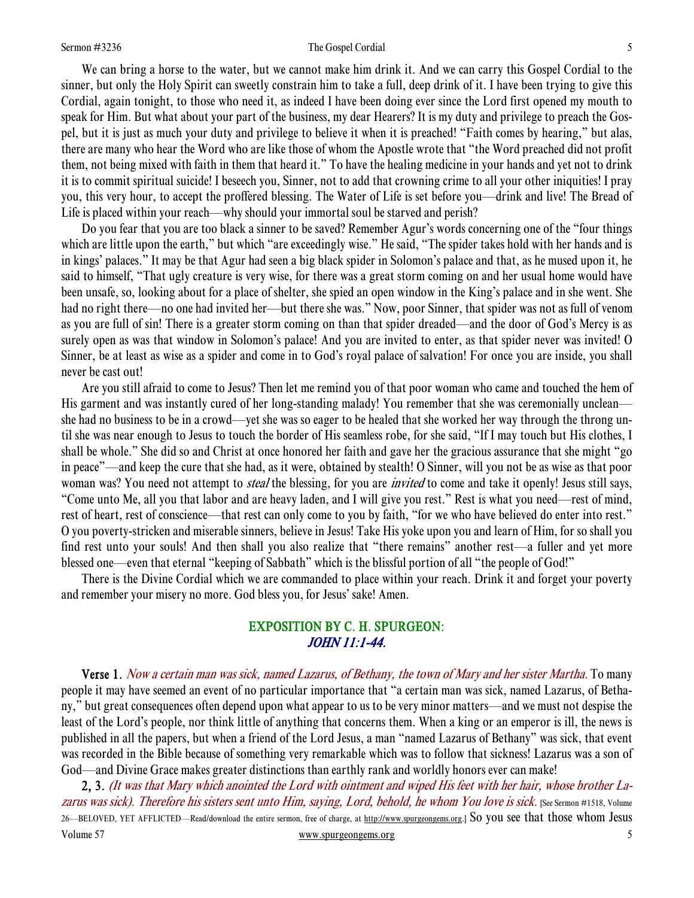We can bring a horse to the water, but we cannot make him drink it. And we can carry this Gospel Cordial to the sinner, but only the Holy Spirit can sweetly constrain him to take a full, deep drink of it. I have been trying to give this Cordial, again tonight, to those who need it, as indeed I have been doing ever since the Lord first opened my mouth to speak for Him. But what about your part of the business, my dear Hearers? It is my duty and privilege to preach the Gospel, but it is just as much your duty and privilege to believe it when it is preached! "Faith comes by hearing," but alas, there are many who hear the Word who are like those of whom the Apostle wrote that "the Word preached did not profit them, not being mixed with faith in them that heard it." To have the healing medicine in your hands and yet not to drink it is to commit spiritual suicide! I beseech you, Sinner, not to add that crowning crime to all your other iniquities! I pray you, this very hour, to accept the proffered blessing. The Water of Life is set before you—drink and live! The Bread of Life is placed within your reach—why should your immortal soul be starved and perish?

Do you fear that you are too black a sinner to be saved? Remember Agur's words concerning one of the "four things which are little upon the earth," but which "are exceedingly wise." He said, "The spider takes hold with her hands and is in kings' palaces." It may be that Agur had seen a big black spider in Solomon's palace and that, as he mused upon it, he said to himself, "That ugly creature is very wise, for there was a great storm coming on and her usual home would have been unsafe, so, looking about for a place of shelter, she spied an open window in the King's palace and in she went. She had no right there—no one had invited her—but there she was." Now, poor Sinner, that spider was not as full of venom as you are full of sin! There is a greater storm coming on than that spider dreaded—and the door of God's Mercy is as surely open as was that window in Solomon's palace! And you are invited to enter, as that spider never was invited! O Sinner, be at least as wise as a spider and come in to God's royal palace of salvation! For once you are inside, you shall never be cast out!

Are you still afraid to come to Jesus? Then let me remind you of that poor woman who came and touched the hem of His garment and was instantly cured of her long-standing malady! You remember that she was ceremonially unclean—she had no business to be in a crowd—yet she was so eager to be healed that she worked her way through the throng until she was near enough to Jesus to touch the border of His seamless robe, for she said, "If I may touch but His clothes, I shall be whole." She did so and Christ at once honored her faith and gave her the gracious assurance that she might "go in peace"—and keep the cure that she had, as it were, obtained by stealth! O Sinner, will you not be as wise as that poor woman was? You need not attempt to *steal* the blessing, for you are *invited* to come and take it openly! Jesus still says, "Come unto Me, all you that labor and are heavy laden, and I will give you rest." Rest is what you need—rest of mind, rest of heart, rest of conscience—that rest can only come to you by faith, "for we who have believed do enter into rest." O you poverty-stricken and miserable sinners, believe in Jesus! Take His yoke upon you and learn of Him, for so shall you find rest unto your souls! And then shall you also realize that "there remains" another rest—a fuller and yet more blessed one—even that eternal "keeping of Sabbath" which is the blissful portion of all "the people of God!"

There is the Divine Cordial which we are commanded to place within your reach. Drink it and forget your poverty and remember your misery no more. God bless you, for Jesus' sake! Amen.

## EXPOSITION BY C. H. SPURGEON: *JOHN 11:1-44.*

**Verse 1.** *Now a certain man was sick, named Lazarus, of Bethany, the town of Mary and her sister Martha.* To many people it may have seemed an event of no particular importance that "a certain man was sick, named Lazarus, of Bethany," but great consequences often depend upon what appear to us to be very minor matters—and we must not despise the least of the Lord's people, nor think little of anything that concerns them. When a king or an emperor is ill, the news is published in all the papers, but when a friend of the Lord Jesus, a man "named Lazarus of Bethany" was sick, that event was recorded in the Bible because of something very remarkable which was to follow that sickness! Lazarus was a son of God—and Divine Grace makes greater distinctions than earthly rank and worldly honors ever can make!

**2, 3.** *(It was that Mary which anointed the Lord with ointment and wiped His feet with her hair, whose brother Lazarus was sick). Therefore his sisters sent unto Him, saying, Lord, behold, he whom You love is sick.* [See Sermon #1518, Volume 26—BELOVED, YET AFFLICTED—Read/download the entire sermon, free of charge, at http://www.spurgeongems.org.] So you see that those whom Jesus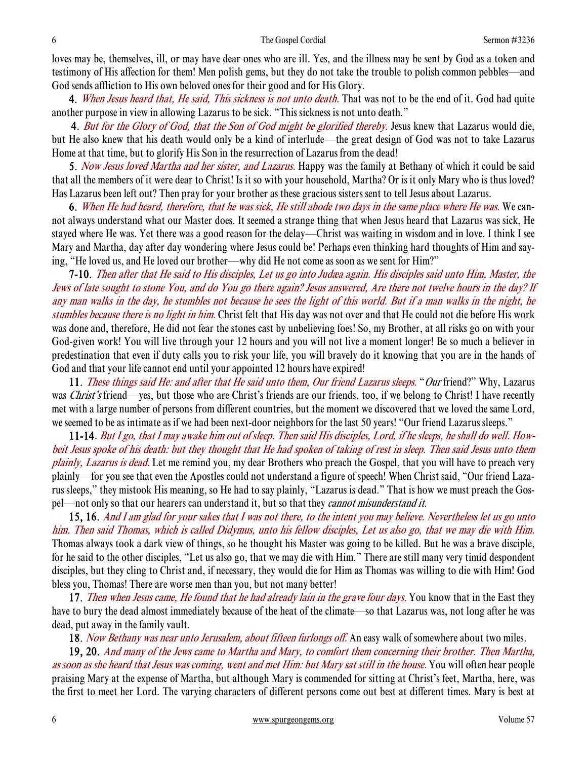loves may be, themselves, ill, or may have dear ones who are ill. Yes, and the illness may be sent by God as a token and testimony of His affection for them! Men polish gems, but they do not take the trouble to polish common pebbles—and God sends affliction to His own beloved ones for their good and for His Glory.

**4.** *When Jesus heard that, He said, This sickness is not unto death.* That was not to be the end of it. God had quite another purpose in view in allowing Lazarus to be sick. "This sickness is not unto death."

**4.** *But for the Glory of God, that the Son of God might be glorified thereby.* Jesus knew that Lazarus would die, but He also knew that his death would only be a kind of interlude—the great design of God was not to take Lazarus Home at that time, but to glorify His Son in the resurrection of Lazarus from the dead!

**5.** *Now Jesus loved Martha and her sister, and Lazarus.* Happy was the family at Bethany of which it could be said that all the members of it were dear to Christ! Is it so with your household, Martha? Or is it only Mary who is thus loved? Has Lazarus been left out? Then pray for your brother as these gracious sisters sent to tell Jesus about Lazarus.

**6.** *When He had heard, therefore, that he was sick, He still abode two days in the same place where He was.* We cannot always understand what our Master does. It seemed a strange thing that when Jesus heard that Lazarus was sick, He stayed where He was. Yet there was a good reason for the delay—Christ was waiting in wisdom and in love. I think I see Mary and Martha, day after day wondering where Jesus could be! Perhaps even thinking hard thoughts of Him and saying, "He loved us, and He loved our brother—why did He not come as soon as we sent for Him?"

**7-10.** *Then after that He said to His disciples, Let us go into Judæa again. His disciples said unto Him, Master, the Jews of late sought to stone You, and do You go there again? Jesus answered, Are there not twelve hours in the day? If any man walks in the day, he stumbles not because he sees the light of this world. But if a man walks in the night, he stumbles because there is no light in him.* Christ felt that His day was not over and that He could not die before His work was done and, therefore, He did not fear the stones cast by unbelieving foes! So, my Brother, at all risks go on with your God-given work! You will live through your 12 hours and you will not live a moment longer! Be so much a believer in predestination that even if duty calls you to risk your life, you will bravely do it knowing that you are in the hands of God and that your life cannot end until your appointed 12 hours have expired!

**11.** *These things said He: and after that He said unto them, Our friend Lazarus sleeps.* "*Our* friend?" Why, Lazarus was *Christ's* friend—yes, but those who are Christ's friends are our friends, too, if we belong to Christ! I have recently met with a large number of persons from different countries, but the moment we discovered that we loved the same Lord, we seemed to be as intimate as if we had been next-door neighbors for the last 50 years! "Our friend Lazarus sleeps."

**11-14.** *But I go, that I may awake him out of sleep. Then said His disciples, Lord, if he sleeps, he shall do well. Howbeit Jesus spoke of his death: but they thought that He had spoken of taking of rest in sleep. Then said Jesus unto them plainly, Lazarus is dead.* Let me remind you, my dear Brothers who preach the Gospel, that you will have to preach very plainly—for you see that even the Apostles could not understand a figure of speech! When Christ said, "Our friend Lazarus sleeps," they mistook His meaning, so He had to say plainly, "Lazarus is dead." That is how we must preach the Gospel—not only so that our hearers can understand it, but so that they *cannot misunderstand it*.

**15, 16.** *And I am glad for your sakes that I was not there, to the intent you may believe. Nevertheless let us go unto him. Then said Thomas, which is called Didymus, unto his fellow disciples, Let us also go, that we may die with Him.* Thomas always took a dark view of things, so he thought his Master was going to be killed. But he was a brave disciple, for he said to the other disciples, "Let us also go, that we may die with Him." There are still many very timid despondent disciples, but they cling to Christ and, if necessary, they would die for Him as Thomas was willing to die with Him! God bless you, Thomas! There are worse men than you, but not many better!

**17.** *Then when Jesus came, He found that he had already lain in the grave four days.* You know that in the East they have to bury the dead almost immediately because of the heat of the climate—so that Lazarus was, not long after he was dead, put away in the family vault.

**18.** *Now Bethany was near unto Jerusalem, about fifteen furlongs off.* An easy walk of somewhere about two miles.

**19, 20.** *And many of the Jews came to Martha and Mary, to comfort them concerning their brother. Then Martha, as soon as she heard that Jesus was coming, went and met Him: but Mary sat still in the house.* You will often hear people praising Mary at the expense of Martha, but although Mary is commended for sitting at Christ's feet, Martha, here, was the first to meet her Lord. The varying characters of different persons come out best at different times. Mary is best at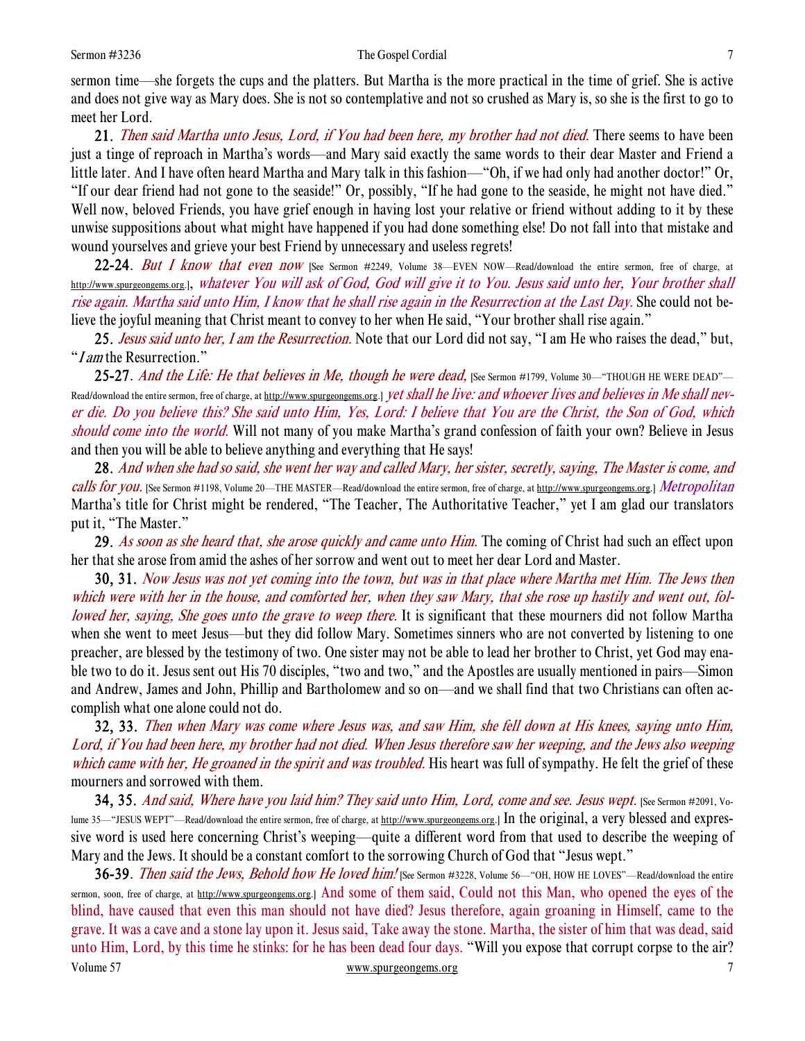sermon time—she forgets the cups and the platters. But Martha is the more practical in the time of grief. She is active and does not give way as Mary does. She is not so contemplative and not so crushed as Mary is, so she is the first to go to meet her Lord.

**21**. *Then said Martha unto Jesus, Lord, if You had been here, my brother had not died.* There seems to have been just a tinge of reproach in Martha's words—and Mary said exactly the same words to their dear Master and Friend a little later. And I have often heard Martha and Mary talk in this fashion—"Oh, if we had only had another doctor!" Or, "If our dear friend had not gone to the seaside!" Or, possibly, "If he had gone to the seaside, he might not have died." Well now, beloved Friends, you have grief enough in having lost your relative or friend without adding to it by these unwise suppositions about what might have happened if you had done something else! Do not fall into that mistake and wound yourselves and grieve your best Friend by unnecessary and useless regrets!

**22-24**. *But I know that even now* [See Sermon #2249, Volume 38—EVEN NOW—Read/download the entire sermon, free of charge, at http://www.spurgeongems.org.], *whatever You will ask of God, God will give it to You. Jesus said unto her, Your brother shall rise again. Martha said unto Him, I know that he shall rise again in the Resurrection at the Last Day.* She could not believe the joyful meaning that Christ meant to convey to her when He said, "Your brother shall rise again."

**25**. *Jesus said unto her, I am the Resurrection.* Note that our Lord did not say, "I am He who raises the dead," but, "*I am* the Resurrection."

**25-27**. *And the Life: He that believes in Me, though he were dead,* [See Sermon #1799, Volume 30—"THOUGH HE WERE DEAD"—Read/download the entire sermon, free of charge, at http://www.spurgeongems.org.] *yet shall he live: and whoever lives and believes in Me shall never die. Do you believe this? She said unto Him, Yes, Lord: I believe that You are the Christ, the Son of God, which should come into the world.* Will not many of you make Martha's grand confession of faith your own? Believe in Jesus and then you will be able to believe anything and everything that He says!

**28**. *And when she had so said, she went her way and called Mary, her sister, secretly, saying, The Master is come, and calls for you.* [See Sermon #1198, Volume 20—THE MASTER—Read/download the entire sermon, free of charge, at http://www.spurgeongems.org.] *Metropolitan* Martha's title for Christ might be rendered, "The Teacher, The Authoritative Teacher," yet I am glad our translators put it, "The Master."

**29**. *As soon as she heard that, she arose quickly and came unto Him.* The coming of Christ had such an effect upon her that she arose from amid the ashes of her sorrow and went out to meet her dear Lord and Master.

**30, 31**. *Now Jesus was not yet coming into the town, but was in that place where Martha met Him. The Jews then which were with her in the house, and comforted her, when they saw Mary, that she rose up hastily and went out, followed her, saying, She goes unto the grave to weep there.* It is significant that these mourners did not follow Martha when she went to meet Jesus—but they did follow Mary. Sometimes sinners who are not converted by listening to one preacher, are blessed by the testimony of two. One sister may not be able to lead her brother to Christ, yet God may enable two to do it. Jesus sent out His 70 disciples, "two and two," and the Apostles are usually mentioned in pairs—Simon and Andrew, James and John, Phillip and Bartholomew and so on—and we shall find that two Christians can often accomplish what one alone could not do.

**32, 33**. *Then when Mary was come where Jesus was, and saw Him, she fell down at His knees, saying unto Him, Lord, if You had been here, my brother had not died. When Jesus therefore saw her weeping, and the Jews also weeping which came with her, He groaned in the spirit and was troubled.* His heart was full of sympathy. He felt the grief of these mourners and sorrowed with them.

**34, 35**. *And said, Where have you laid him? They said unto Him, Lord, come and see. Jesus wept.* [See Sermon #2091, Volume 35—"JESUS WEPT"—Read/download the entire sermon, free of charge, at http://www.spurgeongems.org.] In the original, a very blessed and expressive word is used here concerning Christ's weeping—quite a different word from that used to describe the weeping of Mary and the Jews. It should be a constant comfort to the sorrowing Church of God that "Jesus wept."

**36-39**. *Then said the Jews, Behold how He loved him!* [See Sermon #3228, Volume 56—"OH, HOW HE LOVES"—Read/download the entire sermon, soon, free of charge, at http://www.spurgeongems.org.] And some of them said, Could not this Man, who opened the eyes of the blind, have caused that even this man should not have died? Jesus therefore, again groaning in Himself, came to the grave. It was a cave and a stone lay upon it. Jesus said, Take away the stone. Martha, the sister of him that was dead, said unto Him, Lord, by this time he stinks: for he has been dead four days. "Will you expose that corrupt corpse to the air?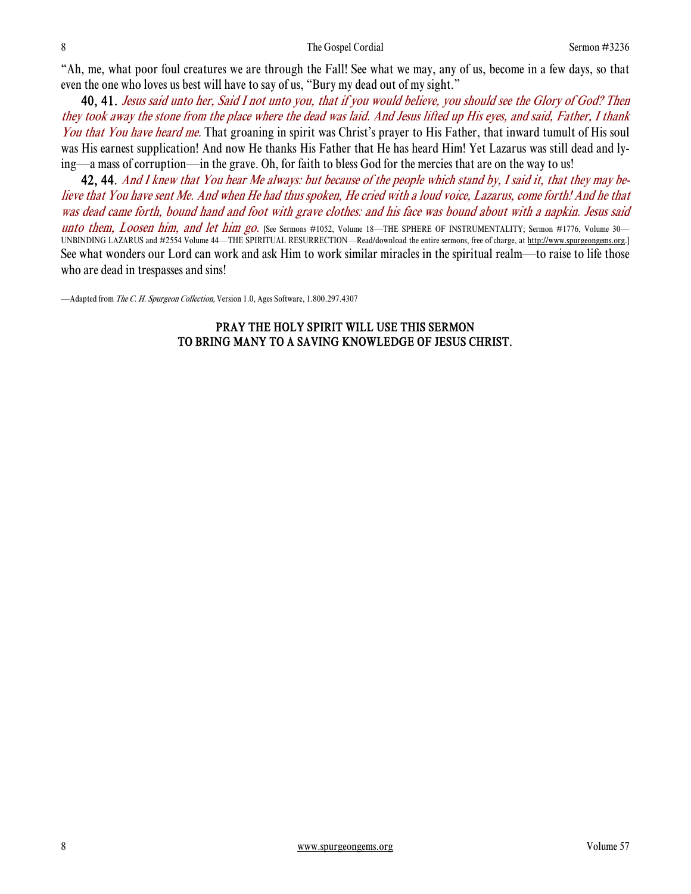"Ah, me, what poor foul creatures we are through the Fall! See what we may, any of us, become in a few days, so that even the one who loves us best will have to say of us, "Bury my dead out of my sight."

**40, 41.** *Jesus said unto her, Said I not unto you, that if you would believe, you should see the Glory of God? Then they took away the stone from the place where the dead was laid. And Jesus lifted up His eyes, and said, Father, I thank You that You have heard me.* That groaning in spirit was Christ's prayer to His Father, that inward tumult of His soul was His earnest supplication! And now He thanks His Father that He has heard Him! Yet Lazarus was still dead and lying—a mass of corruption—in the grave. Oh, for faith to bless God for the mercies that are on the way to us!

**42, 44.** *And I knew that You hear Me always: but because of the people which stand by, I said it, that they may believe that You have sent Me. And when He had thus spoken, He cried with a loud voice, Lazarus, come forth! And he that was dead came forth, bound hand and foot with grave clothes: and his face was bound about with a napkin. Jesus said unto them, Loosen him, and let him go.* [See Sermons #1052, Volume 18—THE SPHERE OF INSTRUMENTALITY; Sermon #1776, Volume 30—UNBINDING LAZARUS and #2554 Volume 44—THE SPIRITUAL RESURRECTION—Read/download the entire sermons, free of charge, at http://www.spurgeongems.org.] See what wonders our Lord can work and ask Him to work similar miracles in the spiritual realm—to raise to life those who are dead in trespasses and sins!

—Adapted from *The C. H. Spurgeon Collection*, Version 1.0, Ages Software, 1.800.297.4307

**PRAY THE HOLY SPIRIT WILL USE THIS SERMON TO BRING MANY TO A SAVING KNOWLEDGE OF JESUS CHRIST.**